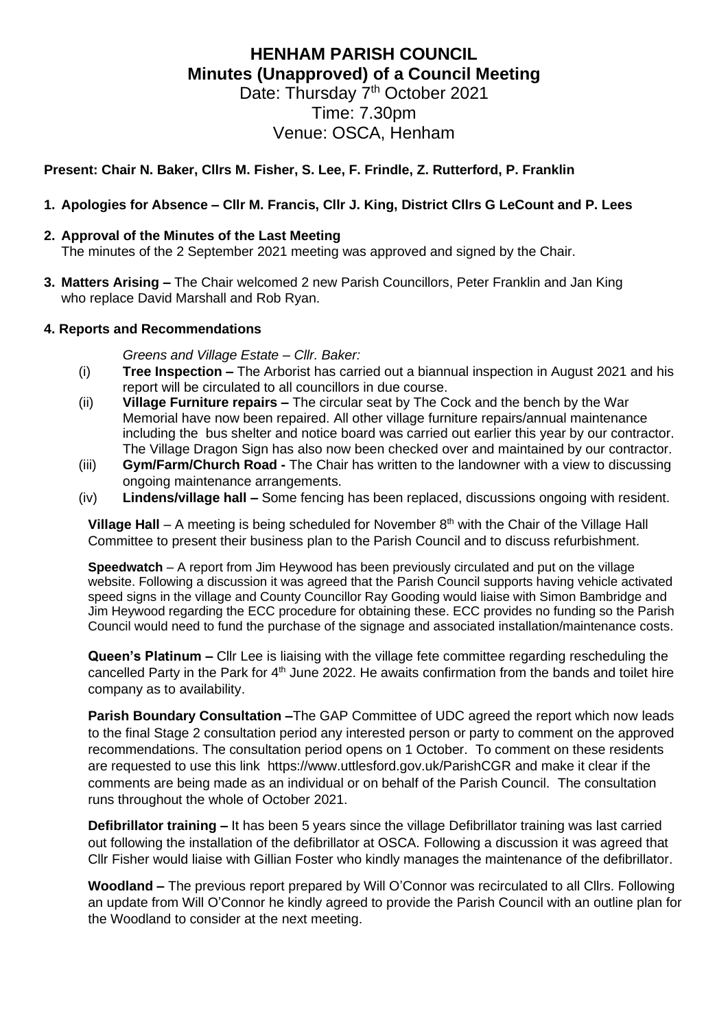# HENHAM PARISH COUNCIL

## Minutes (Unapproved) of a Council Meeting

Date: Thursday 7th October 2021
Time: 7.30pm
Venue: OSCA, Henham

**Present: Chair N. Baker, Cllrs M. Fisher, S. Lee, F. Frindle, Z. Rutterford, P. Franklin**

**1. Apologies for Absence – Cllr M. Francis, Cllr J. King, District Cllrs G LeCount and P. Lees**

**2. Approval of the Minutes of the Last Meeting**
The minutes of the 2 September 2021 meeting was approved and signed by the Chair.

**3. Matters Arising –** The Chair welcomed 2 new Parish Councillors, Peter Franklin and Jan King who replace David Marshall and Rob Ryan.

**4. Reports and Recommendations**

*Greens and Village Estate – Cllr. Baker:*

(i) **Tree Inspection –** The Arborist has carried out a biannual inspection in August 2021 and his report will be circulated to all councillors in due course.

(ii) **Village Furniture repairs –** The circular seat by The Cock and the bench by the War Memorial have now been repaired. All other village furniture repairs/annual maintenance including the bus shelter and notice board was carried out earlier this year by our contractor. The Village Dragon Sign has also now been checked over and maintained by our contractor.

(iii) **Gym/Farm/Church Road -** The Chair has written to the landowner with a view to discussing ongoing maintenance arrangements.

(iv) **Lindens/village hall –** Some fencing has been replaced, discussions ongoing with resident.

**Village Hall** – A meeting is being scheduled for November 8th with the Chair of the Village Hall Committee to present their business plan to the Parish Council and to discuss refurbishment.

**Speedwatch** – A report from Jim Heywood has been previously circulated and put on the village website. Following a discussion it was agreed that the Parish Council supports having vehicle activated speed signs in the village and County Councillor Ray Gooding would liaise with Simon Bambridge and Jim Heywood regarding the ECC procedure for obtaining these. ECC provides no funding so the Parish Council would need to fund the purchase of the signage and associated installation/maintenance costs.

**Queen's Platinum –** Cllr Lee is liaising with the village fete committee regarding rescheduling the cancelled Party in the Park for 4th June 2022. He awaits confirmation from the bands and toilet hire company as to availability.

**Parish Boundary Consultation –**The GAP Committee of UDC agreed the report which now leads to the final Stage 2 consultation period any interested person or party to comment on the approved recommendations. The consultation period opens on 1 October. To comment on these residents are requested to use this link https://www.uttlesford.gov.uk/ParishCGR and make it clear if the comments are being made as an individual or on behalf of the Parish Council. The consultation runs throughout the whole of October 2021.

**Defibrillator training –** It has been 5 years since the village Defibrillator training was last carried out following the installation of the defibrillator at OSCA. Following a discussion it was agreed that Cllr Fisher would liaise with Gillian Foster who kindly manages the maintenance of the defibrillator.

**Woodland –** The previous report prepared by Will O'Connor was recirculated to all Cllrs. Following an update from Will O'Connor he kindly agreed to provide the Parish Council with an outline plan for the Woodland to consider at the next meeting.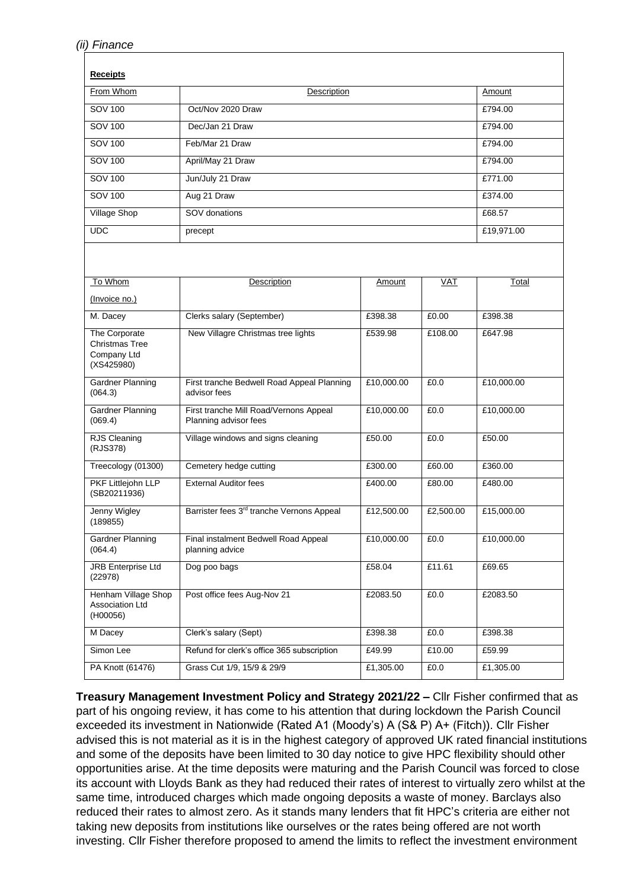*(ii) Finance*

**Receipts**

| From Whom | Description | Amount |
|---|---|---|
| SOV 100 | Oct/Nov 2020 Draw | £794.00 |
| SOV 100 | Dec/Jan 21 Draw | £794.00 |
| SOV 100 | Feb/Mar 21 Draw | £794.00 |
| SOV 100 | April/May 21 Draw | £794.00 |
| SOV 100 | Jun/July 21 Draw | £771.00 |
| SOV 100 | Aug 21 Draw | £374.00 |
| Village Shop | SOV donations | £68.57 |
| UDC | precept | £19,971.00 |

| To Whom (Invoice no.) | Description | Amount | VAT | Total |
|---|---|---|---|---|
| M. Dacey | Clerks salary (September) | £398.38 | £0.00 | £398.38 |
| The Corporate Christmas Tree Company Ltd (XS425980) | New Villagre Christmas tree lights | £539.98 | £108.00 | £647.98 |
| Gardner Planning (064.3) | First tranche Bedwell Road Appeal Planning advisor fees | £10,000.00 | £0.0 | £10,000.00 |
| Gardner Planning (069.4) | First tranche Mill Road/Vernons Appeal Planning advisor fees | £10,000.00 | £0.0 | £10,000.00 |
| RJS Cleaning (RJS378) | Village windows and signs cleaning | £50.00 | £0.0 | £50.00 |
| Treecology (01300) | Cemetery hedge cutting | £300.00 | £60.00 | £360.00 |
| PKF Littlejohn LLP (SB20211936) | External Auditor fees | £400.00 | £80.00 | £480.00 |
| Jenny Wigley (189855) | Barrister fees 3rd tranche Vernons Appeal | £12,500.00 | £2,500.00 | £15,000.00 |
| Gardner Planning (064.4) | Final instalment Bedwell Road Appeal planning advice | £10,000.00 | £0.0 | £10,000.00 |
| JRB Enterprise Ltd (22978) | Dog poo bags | £58.04 | £11.61 | £69.65 |
| Henham Village Shop Association Ltd (H00056) | Post office fees Aug-Nov 21 | £2083.50 | £0.0 | £2083.50 |
| M Dacey | Clerk's salary (Sept) | £398.38 | £0.0 | £398.38 |
| Simon Lee | Refund for clerk's office 365 subscription | £49.99 | £10.00 | £59.99 |
| PA Knott (61476) | Grass Cut 1/9, 15/9 & 29/9 | £1,305.00 | £0.0 | £1,305.00 |

**Treasury Management Investment Policy and Strategy 2021/22 –** Cllr Fisher confirmed that as part of his ongoing review, it has come to his attention that during lockdown the Parish Council exceeded its investment in Nationwide (Rated A1 (Moody's) A (S& P) A+ (Fitch)). Cllr Fisher advised this is not material as it is in the highest category of approved UK rated financial institutions and some of the deposits have been limited to 30 day notice to give HPC flexibility should other opportunities arise. At the time deposits were maturing and the Parish Council was forced to close its account with Lloyds Bank as they had reduced their rates of interest to virtually zero whilst at the same time, introduced charges which made ongoing deposits a waste of money. Barclays also reduced their rates to almost zero. As it stands many lenders that fit HPC's criteria are either not taking new deposits from institutions like ourselves or the rates being offered are not worth investing. Cllr Fisher therefore proposed to amend the limits to reflect the investment environment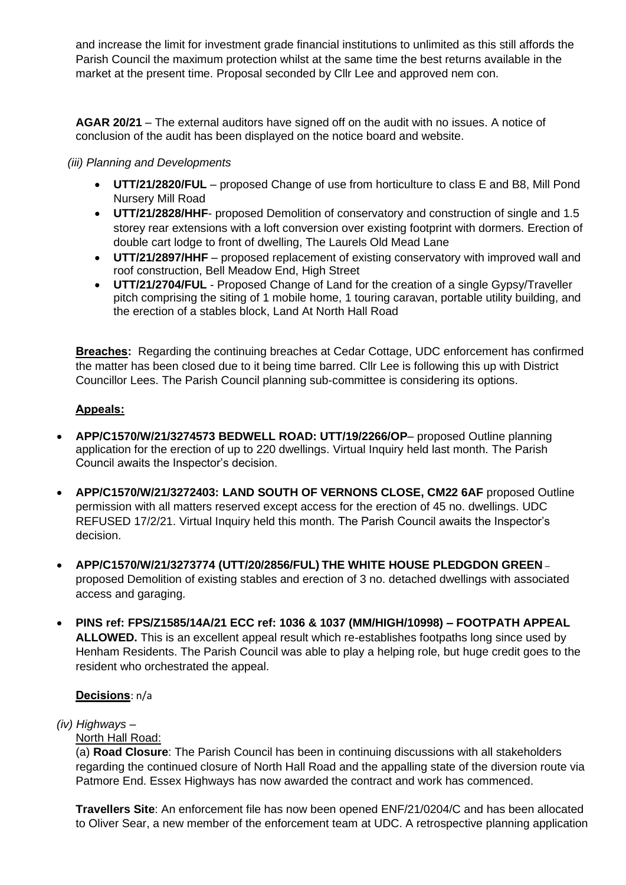and increase the limit for investment grade financial institutions to unlimited as this still affords the Parish Council the maximum protection whilst at the same time the best returns available in the market at the present time. Proposal seconded by Cllr Lee and approved nem con.

**AGAR 20/21** – The external auditors have signed off on the audit with no issues. A notice of conclusion of the audit has been displayed on the notice board and website.

*(iii) Planning and Developments*

- **UTT/21/2820/FUL** – proposed Change of use from horticulture to class E and B8, Mill Pond Nursery Mill Road
- **UTT/21/2828/HHF**- proposed Demolition of conservatory and construction of single and 1.5 storey rear extensions with a loft conversion over existing footprint with dormers. Erection of double cart lodge to front of dwelling, The Laurels Old Mead Lane
- **UTT/21/2897/HHF** – proposed replacement of existing conservatory with improved wall and roof construction, Bell Meadow End, High Street
- **UTT/21/2704/FUL** - Proposed Change of Land for the creation of a single Gypsy/Traveller pitch comprising the siting of 1 mobile home, 1 touring caravan, portable utility building, and the erection of a stables block, Land At North Hall Road

**Breaches:** Regarding the continuing breaches at Cedar Cottage, UDC enforcement has confirmed the matter has been closed due to it being time barred. Cllr Lee is following this up with District Councillor Lees. The Parish Council planning sub-committee is considering its options.

**Appeals:**

- **APP/C1570/W/21/3274573 BEDWELL ROAD: UTT/19/2266/OP**– proposed Outline planning application for the erection of up to 220 dwellings. Virtual Inquiry held last month. The Parish Council awaits the Inspector's decision.
- **APP/C1570/W/21/3272403: LAND SOUTH OF VERNONS CLOSE, CM22 6AF** proposed Outline permission with all matters reserved except access for the erection of 45 no. dwellings. UDC REFUSED 17/2/21. Virtual Inquiry held this month. The Parish Council awaits the Inspector's decision.
- **APP/C1570/W/21/3273774 (UTT/20/2856/FUL) THE WHITE HOUSE PLEDGDON GREEN** – proposed Demolition of existing stables and erection of 3 no. detached dwellings with associated access and garaging.
- **PINS ref: FPS/Z1585/14A/21 ECC ref: 1036 & 1037 (MM/HIGH/10998) – FOOTPATH APPEAL ALLOWED.** This is an excellent appeal result which re-establishes footpaths long since used by Henham Residents. The Parish Council was able to play a helping role, but huge credit goes to the resident who orchestrated the appeal.

**Decisions**: n/a

*(iv) Highways* –

North Hall Road:

(a) **Road Closure**: The Parish Council has been in continuing discussions with all stakeholders regarding the continued closure of North Hall Road and the appalling state of the diversion route via Patmore End. Essex Highways has now awarded the contract and work has commenced.

**Travellers Site**: An enforcement file has now been opened ENF/21/0204/C and has been allocated to Oliver Sear, a new member of the enforcement team at UDC. A retrospective planning application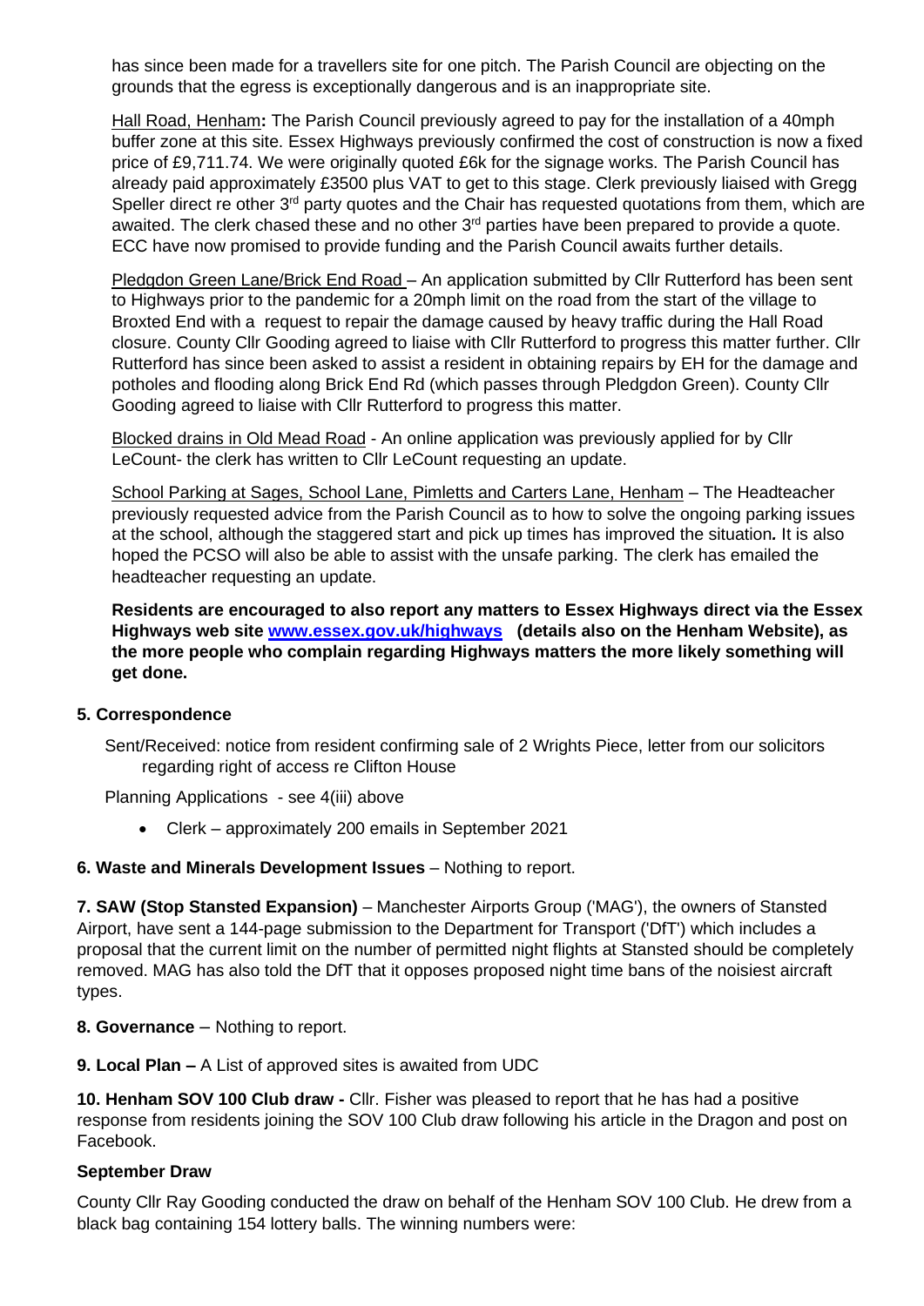has since been made for a travellers site for one pitch. The Parish Council are objecting on the grounds that the egress is exceptionally dangerous and is an inappropriate site.

Hall Road, Henham**:** The Parish Council previously agreed to pay for the installation of a 40mph buffer zone at this site. Essex Highways previously confirmed the cost of construction is now a fixed price of £9,711.74. We were originally quoted £6k for the signage works. The Parish Council has already paid approximately £3500 plus VAT to get to this stage. Clerk previously liaised with Gregg Speller direct re other 3rd party quotes and the Chair has requested quotations from them, which are awaited. The clerk chased these and no other 3rd parties have been prepared to provide a quote. ECC have now promised to provide funding and the Parish Council awaits further details.

Pledgdon Green Lane/Brick End Road – An application submitted by Cllr Rutterford has been sent to Highways prior to the pandemic for a 20mph limit on the road from the start of the village to Broxted End with a request to repair the damage caused by heavy traffic during the Hall Road closure. County Cllr Gooding agreed to liaise with Cllr Rutterford to progress this matter further. Cllr Rutterford has since been asked to assist a resident in obtaining repairs by EH for the damage and potholes and flooding along Brick End Rd (which passes through Pledgdon Green). County Cllr Gooding agreed to liaise with Cllr Rutterford to progress this matter.

Blocked drains in Old Mead Road - An online application was previously applied for by Cllr LeCount- the clerk has written to Cllr LeCount requesting an update.

School Parking at Sages, School Lane, Pimletts and Carters Lane, Henham – The Headteacher previously requested advice from the Parish Council as to how to solve the ongoing parking issues at the school, although the staggered start and pick up times has improved the situation**.** It is also hoped the PCSO will also be able to assist with the unsafe parking. The clerk has emailed the headteacher requesting an update.

**Residents are encouraged to also report any matters to Essex Highways direct via the Essex Highways web site www.essex.gov.uk/highways (details also on the Henham Website), as the more people who complain regarding Highways matters the more likely something will get done.**

**5. Correspondence**

Sent/Received: notice from resident confirming sale of 2 Wrights Piece, letter from our solicitors regarding right of access re Clifton House

Planning Applications - see 4(iii) above

- Clerk – approximately 200 emails in September 2021

**6. Waste and Minerals Development Issues** – Nothing to report.

**7. SAW (Stop Stansted Expansion)** – Manchester Airports Group ('MAG'), the owners of Stansted Airport, have sent a 144-page submission to the Department for Transport ('DfT') which includes a proposal that the current limit on the number of permitted night flights at Stansted should be completely removed. MAG has also told the DfT that it opposes proposed night time bans of the noisiest aircraft types.

**8. Governance** – Nothing to report.

**9. Local Plan –** A List of approved sites is awaited from UDC

**10. Henham SOV 100 Club draw -** Cllr. Fisher was pleased to report that he has had a positive response from residents joining the SOV 100 Club draw following his article in the Dragon and post on Facebook.

**September Draw**

County Cllr Ray Gooding conducted the draw on behalf of the Henham SOV 100 Club. He drew from a black bag containing 154 lottery balls. The winning numbers were: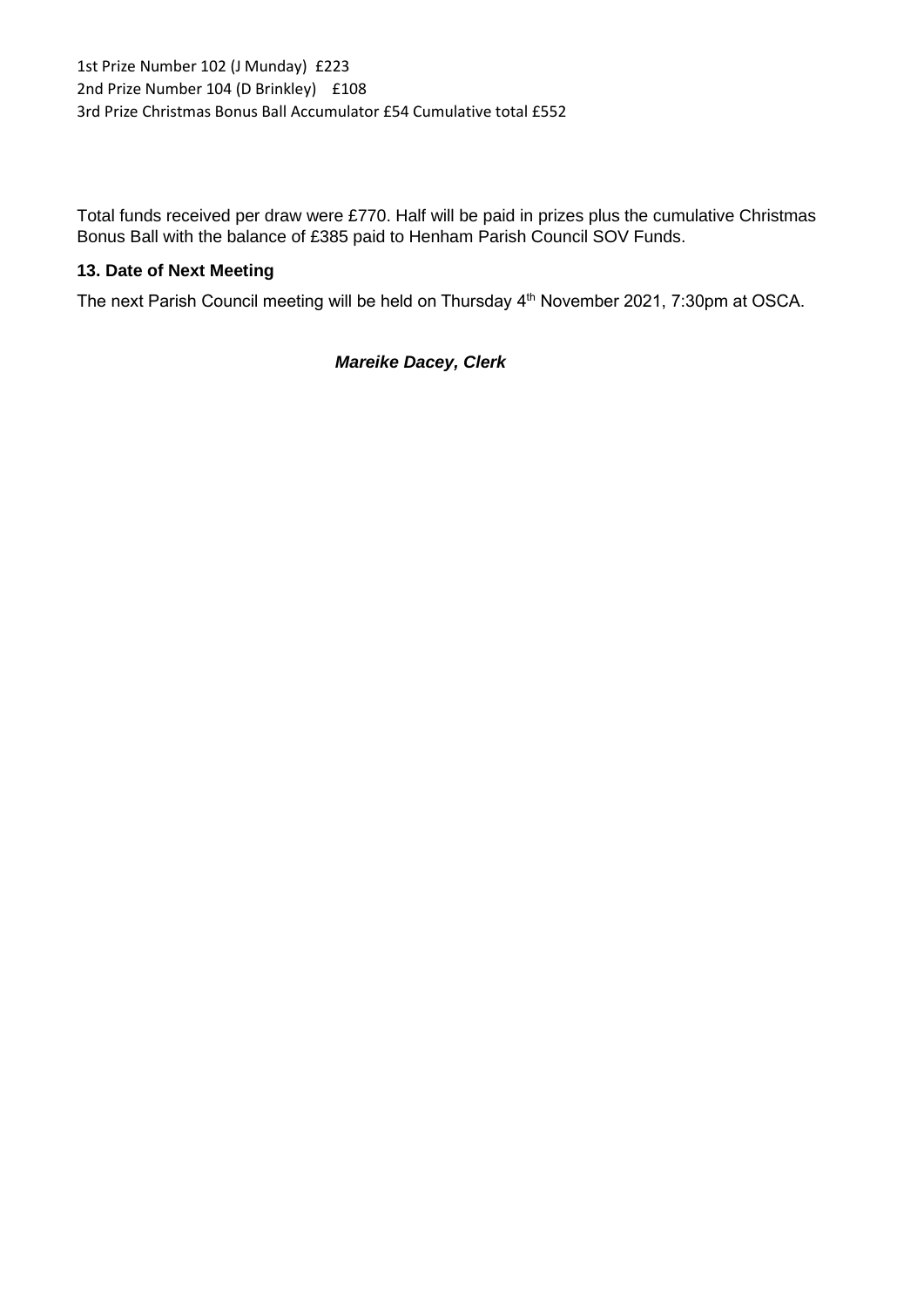1st Prize Number 102 (J Munday) £223
2nd Prize Number 104 (D Brinkley) £108
3rd Prize Christmas Bonus Ball Accumulator £54 Cumulative total £552

Total funds received per draw were £770. Half will be paid in prizes plus the cumulative Christmas Bonus Ball with the balance of £385 paid to Henham Parish Council SOV Funds.

### 13. Date of Next Meeting

The next Parish Council meeting will be held on Thursday 4th November 2021, 7:30pm at OSCA.

***Mareike Dacey, Clerk***